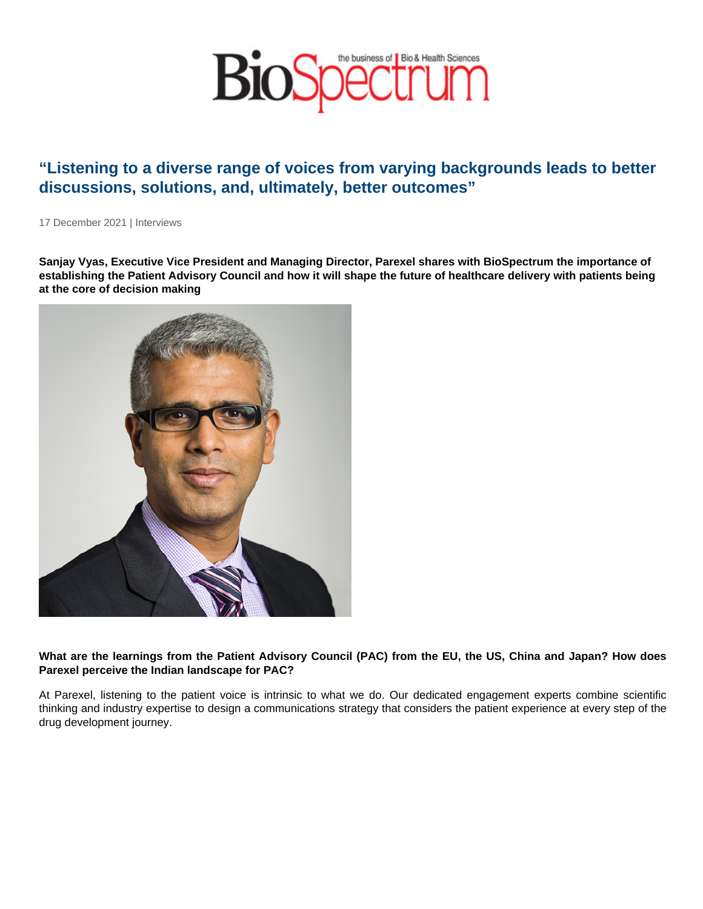# "Listening to a diverse range of voices from varying backgrounds leads to better discussions, solutions, and, ultimately, better outcomes"

17 December 2021 | Interviews

**Sanjay Vyas, Executive Vice President and Managing Director, Parexel shares with BioSpectrum the importance of establishing the Patient Advisory Council and how it will shape the future of healthcare delivery with patients being at the core of decision making**

**What are the learnings from the Patient Advisory Council (PAC) from the EU, the US, China and Japan? How does Parexel perceive the Indian landscape for PAC?**

At Parexel, listening to the patient voice is intrinsic to what we do. Our dedicated engagement experts combine scientific thinking and industry expertise to design a communications strategy that considers the patient experience at every step of the drug development journey.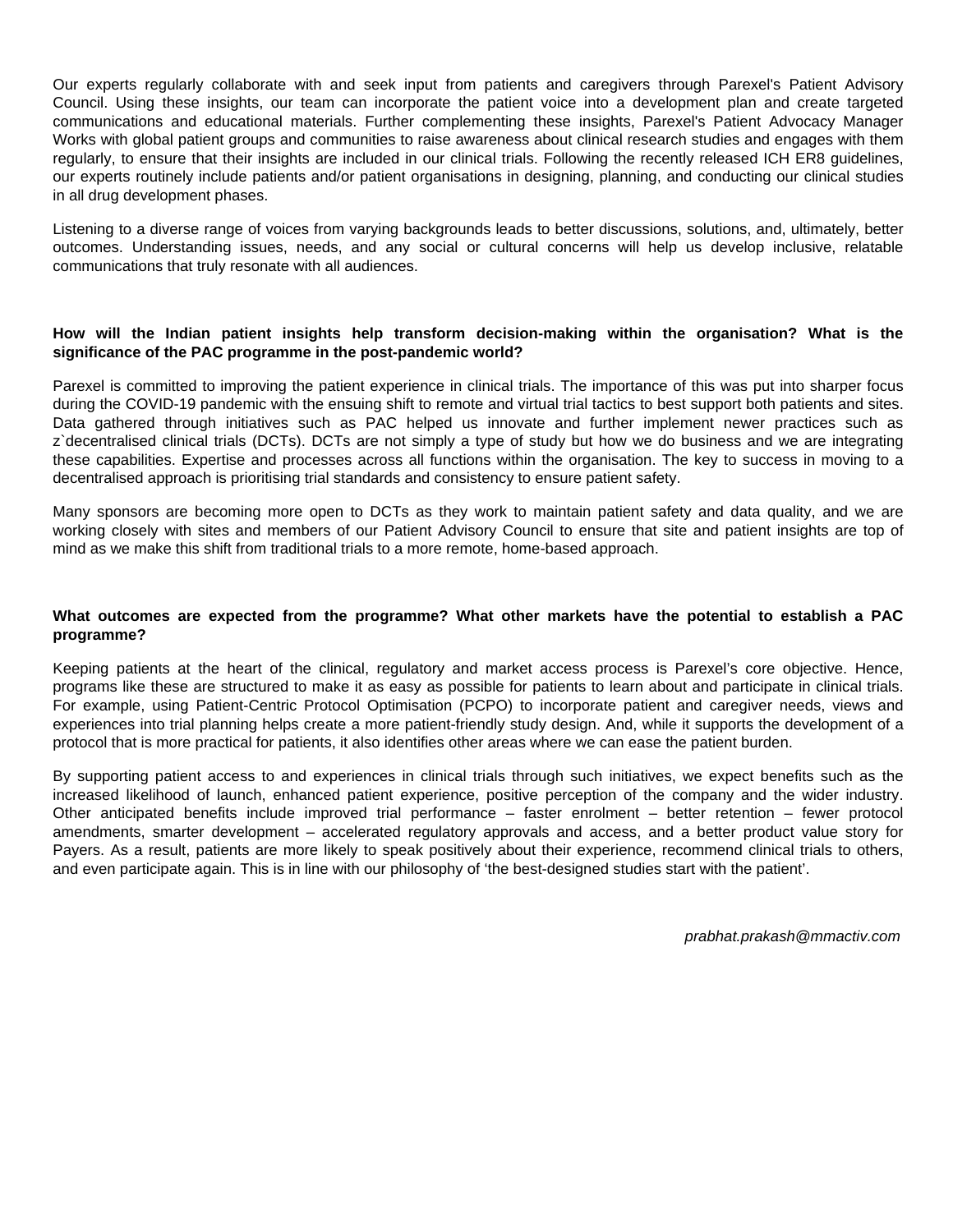Our experts regularly collaborate with and seek input from patients and caregivers through Parexel's Patient Advisory Council. Using these insights, our team can incorporate the patient voice into a development plan and create targeted communications and educational materials. Further complementing these insights, Parexel's Patient Advocacy Manager Works with global patient groups and communities to raise awareness about clinical research studies and engages with them regularly, to ensure that their insights are included in our clinical trials. Following the recently released ICH ER8 guidelines, our experts routinely include patients and/or patient organisations in designing, planning, and conducting our clinical studies in all drug development phases.

Listening to a diverse range of voices from varying backgrounds leads to better discussions, solutions, and, ultimately, better outcomes. Understanding issues, needs, and any social or cultural concerns will help us develop inclusive, relatable communications that truly resonate with all audiences.

**How will the Indian patient insights help transform decision-making within the organisation? What is the significance of the PAC programme in the post-pandemic world?**

Parexel is committed to improving the patient experience in clinical trials. The importance of this was put into sharper focus during the COVID-19 pandemic with the ensuing shift to remote and virtual trial tactics to best support both patients and sites. Data gathered through initiatives such as PAC helped us innovate and further implement newer practices such as z`decentralised clinical trials (DCTs). DCTs are not simply a type of study but how we do business and we are integrating these capabilities. Expertise and processes across all functions within the organisation. The key to success in moving to a decentralised approach is prioritising trial standards and consistency to ensure patient safety.

Many sponsors are becoming more open to DCTs as they work to maintain patient safety and data quality, and we are working closely with sites and members of our Patient Advisory Council to ensure that site and patient insights are top of mind as we make this shift from traditional trials to a more remote, home-based approach.

**What outcomes are expected from the programme? What other markets have the potential to establish a PAC programme?**

Keeping patients at the heart of the clinical, regulatory and market access process is Parexel's core objective. Hence, programs like these are structured to make it as easy as possible for patients to learn about and participate in clinical trials. For example, using Patient-Centric Protocol Optimisation (PCPO) to incorporate patient and caregiver needs, views and experiences into trial planning helps create a more patient-friendly study design. And, while it supports the development of a protocol that is more practical for patients, it also identifies other areas where we can ease the patient burden.

By supporting patient access to and experiences in clinical trials through such initiatives, we expect benefits such as the increased likelihood of launch, enhanced patient experience, positive perception of the company and the wider industry. Other anticipated benefits include improved trial performance – faster enrolment – better retention – fewer protocol amendments, smarter development – accelerated regulatory approvals and access, and a better product value story for Payers. As a result, patients are more likely to speak positively about their experience, recommend clinical trials to others, and even participate again. This is in line with our philosophy of 'the best-designed studies start with the patient'.

*prabhat.prakash@mmactiv.com*